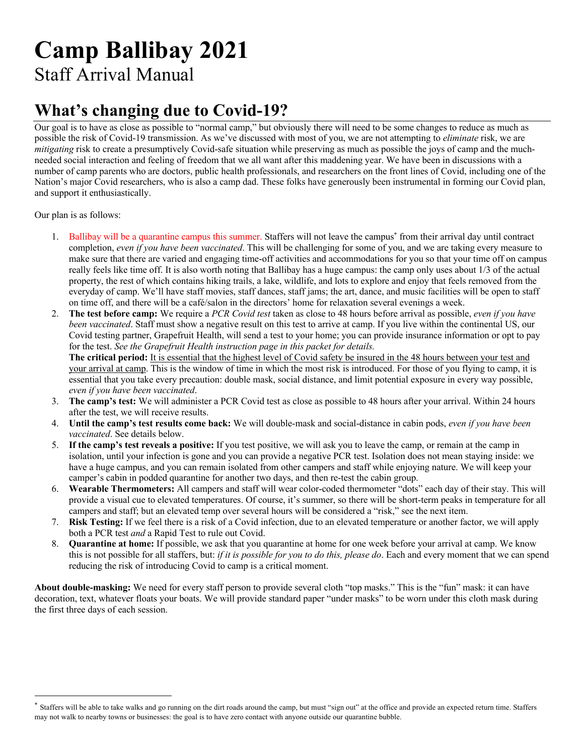# Camp Ballibay 2021

Staff Arrival Manual

## What's changing due to Covid-19?

Our goal is to have as close as possible to "normal camp," but obviously there will need to be some changes to reduce as much as possible the risk of Covid-19 transmission. As we've discussed with most of you, we are not attempting to *eliminate* risk, we are *mitigating* risk to create a presumptively Covid-safe situation while preserving as much as possible the joys of camp and the much-needed social interaction and feeling of freedom that we all want after this maddening year. We have been in discussions with a number of camp parents who are doctors, public health professionals, and researchers on the front lines of Covid, including one of the Nation's major Covid researchers, who is also a camp dad. These folks have generously been instrumental in forming our Covid plan, and support it enthusiastically.

Our plan is as follows:

1. Ballibay will be a quarantine campus this summer. Staffers will not leave the campus* from their arrival day until contract completion, *even if you have been vaccinated*. This will be challenging for some of you, and we are taking every measure to make sure that there are varied and engaging time-off activities and accommodations for you so that your time off on campus really feels like time off. It is also worth noting that Ballibay has a huge campus: the camp only uses about 1/3 of the actual property, the rest of which contains hiking trails, a lake, wildlife, and lots to explore and enjoy that feels removed from the everyday of camp. We'll have staff movies, staff dances, staff jams; the art, dance, and music facilities will be open to staff on time off, and there will be a café/salon in the directors' home for relaxation several evenings a week.
2. **The test before camp:** We require a *PCR Covid test* taken as close to 48 hours before arrival as possible, *even if you have been vaccinated*. Staff must show a negative result on this test to arrive at camp. If you live within the continental US, our Covid testing partner, Grapefruit Health, will send a test to your home; you can provide insurance information or opt to pay for the test. *See the Grapefruit Health instruction page in this packet for details.*
   **The critical period:** It is essential that the highest level of Covid safety be insured in the 48 hours between your test and your arrival at camp. This is the window of time in which the most risk is introduced. For those of you flying to camp, it is essential that you take every precaution: double mask, social distance, and limit potential exposure in every way possible, *even if you have been vaccinated*.
3. **The camp's test:** We will administer a PCR Covid test as close as possible to 48 hours after your arrival. Within 24 hours after the test, we will receive results.
4. **Until the camp's test results come back:** We will double-mask and social-distance in cabin pods, *even if you have been vaccinated*. See details below.
5. **If the camp's test reveals a positive:** If you test positive, we will ask you to leave the camp, or remain at the camp in isolation, until your infection is gone and you can provide a negative PCR test. Isolation does not mean staying inside: we have a huge campus, and you can remain isolated from other campers and staff while enjoying nature. We will keep your camper's cabin in podded quarantine for another two days, and then re-test the cabin group.
6. **Wearable Thermometers:** All campers and staff will wear color-coded thermometer "dots" each day of their stay. This will provide a visual cue to elevated temperatures. Of course, it's summer, so there will be short-term peaks in temperature for all campers and staff; but an elevated temp over several hours will be considered a "risk," see the next item.
7. **Risk Testing:** If we feel there is a risk of a Covid infection, due to an elevated temperature or another factor, we will apply both a PCR test *and* a Rapid Test to rule out Covid.
8. **Quarantine at home:** If possible, we ask that you quarantine at home for one week before your arrival at camp. We know this is not possible for all staffers, but: *if it is possible for you to do this, please do*. Each and every moment that we can spend reducing the risk of introducing Covid to camp is a critical moment.

**About double-masking:** We need for every staff person to provide several cloth "top masks." This is the "fun" mask: it can have decoration, text, whatever floats your boats. We will provide standard paper "under masks" to be worn under this cloth mask during the first three days of each session.

---

* Staffers will be able to take walks and go running on the dirt roads around the camp, but must "sign out" at the office and provide an expected return time. Staffers may not walk to nearby towns or businesses: the goal is to have zero contact with anyone outside our quarantine bubble.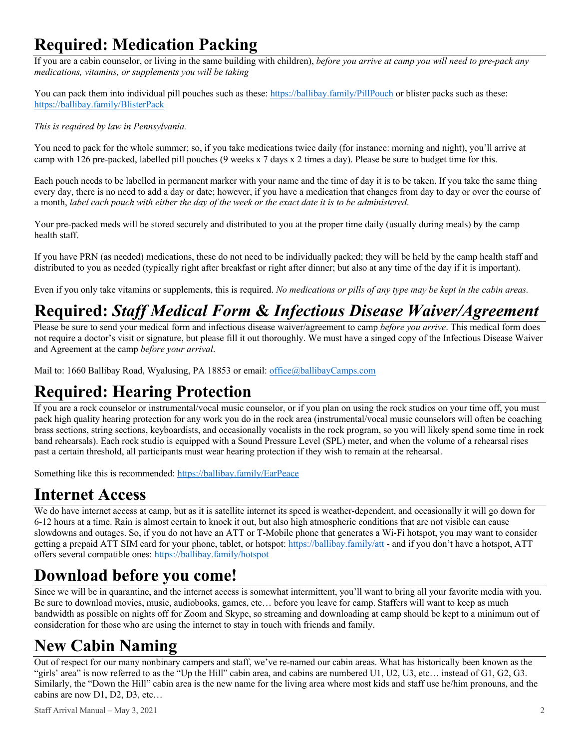# Required: Medication Packing

If you are a cabin counselor, or living in the same building with children), *before you arrive at camp you will need to pre-pack any medications, vitamins, or supplements you will be taking*

You can pack them into individual pill pouches such as these: https://ballibay.family/PillPouch or blister packs such as these: https://ballibay.family/BlisterPack

*This is required by law in Pennsylvania.*

You need to pack for the whole summer; so, if you take medications twice daily (for instance: morning and night), you'll arrive at camp with 126 pre-packed, labelled pill pouches (9 weeks x 7 days x 2 times a day). Please be sure to budget time for this.

Each pouch needs to be labelled in permanent marker with your name and the time of day it is to be taken. If you take the same thing every day, there is no need to add a day or date; however, if you have a medication that changes from day to day or over the course of a month, *label each pouch with either the day of the week or the exact date it is to be administered*.

Your pre-packed meds will be stored securely and distributed to you at the proper time daily (usually during meals) by the camp health staff.

If you have PRN (as needed) medications, these do not need to be individually packed; they will be held by the camp health staff and distributed to you as needed (typically right after breakfast or right after dinner; but also at any time of the day if it is important).

Even if you only take vitamins or supplements, this is required. *No medications or pills of any type may be kept in the cabin areas.*

# Required: *Staff Medical Form & Infectious Disease Waiver/Agreement*

Please be sure to send your medical form and infectious disease waiver/agreement to camp *before you arrive*. This medical form does not require a doctor's visit or signature, but please fill it out thoroughly. We must have a singed copy of the Infectious Disease Waiver and Agreement at the camp *before your arrival*.

Mail to: 1660 Ballibay Road, Wyalusing, PA 18853 or email: office@ballibayCamps.com

# Required: Hearing Protection

If you are a rock counselor or instrumental/vocal music counselor, or if you plan on using the rock studios on your time off, you must pack high quality hearing protection for any work you do in the rock area (instrumental/vocal music counselors will often be coaching brass sections, string sections, keyboardists, and occasionally vocalists in the rock program, so you will likely spend some time in rock band rehearsals). Each rock studio is equipped with a Sound Pressure Level (SPL) meter, and when the volume of a rehearsal rises past a certain threshold, all participants must wear hearing protection if they wish to remain at the rehearsal.

Something like this is recommended: https://ballibay.family/EarPeace

# Internet Access

We do have internet access at camp, but as it is satellite internet its speed is weather-dependent, and occasionally it will go down for 6-12 hours at a time. Rain is almost certain to knock it out, but also high atmospheric conditions that are not visible can cause slowdowns and outages. So, if you do not have an ATT or T-Mobile phone that generates a Wi-Fi hotspot, you may want to consider getting a prepaid ATT SIM card for your phone, tablet, or hotspot: https://ballibay.family/att - and if you don't have a hotspot, ATT offers several compatible ones: https://ballibay.family/hotspot

# Download before you come!

Since we will be in quarantine, and the internet access is somewhat intermittent, you'll want to bring all your favorite media with you. Be sure to download movies, music, audiobooks, games, etc… before you leave for camp. Staffers will want to keep as much bandwidth as possible on nights off for Zoom and Skype, so streaming and downloading at camp should be kept to a minimum out of consideration for those who are using the internet to stay in touch with friends and family.

# New Cabin Naming

Out of respect for our many nonbinary campers and staff, we've re-named our cabin areas. What has historically been known as the "girls' area" is now referred to as the "Up the Hill" cabin area, and cabins are numbered U1, U2, U3, etc… instead of G1, G2, G3. Similarly, the "Down the Hill" cabin area is the new name for the living area where most kids and staff use he/him pronouns, and the cabins are now D1, D2, D3, etc…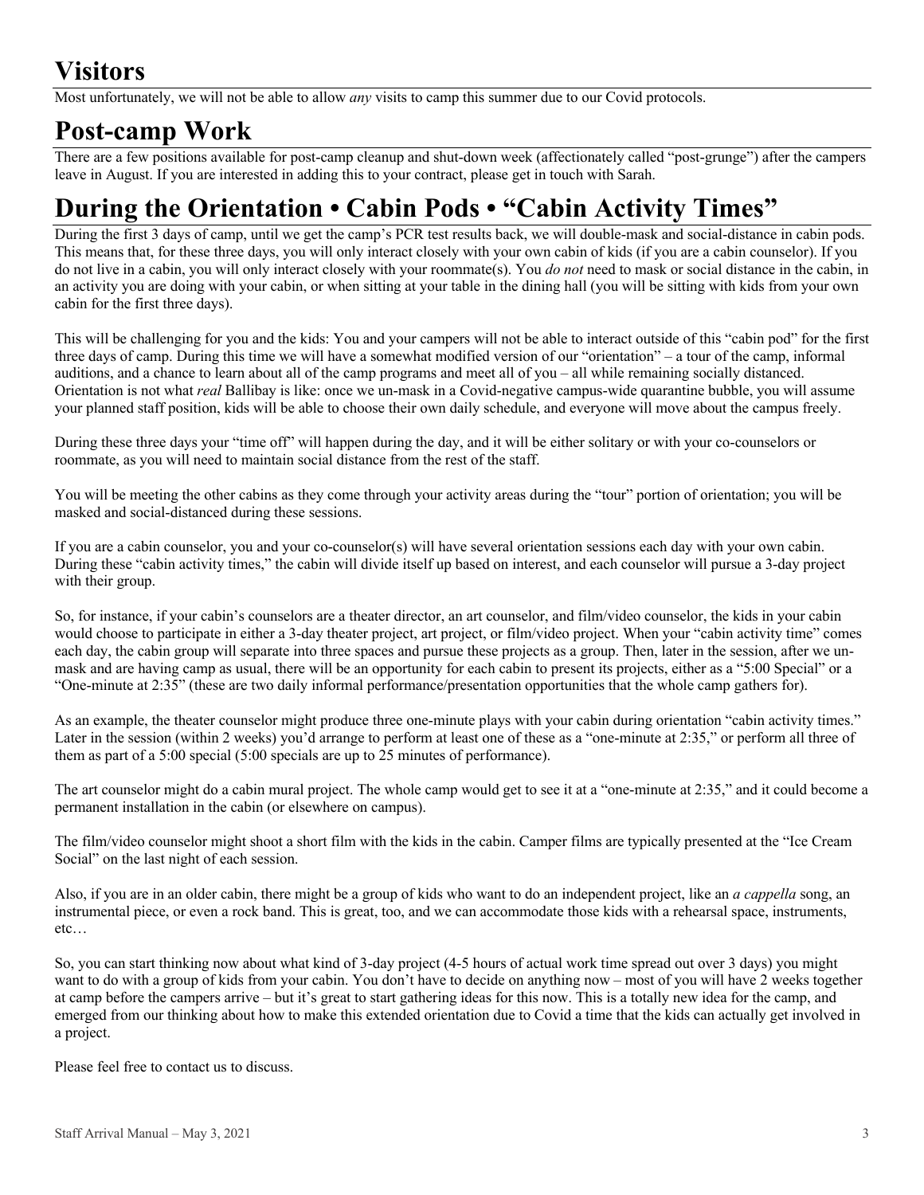# Visitors

Most unfortunately, we will not be able to allow *any* visits to camp this summer due to our Covid protocols.

# Post-camp Work

There are a few positions available for post-camp cleanup and shut-down week (affectionately called "post-grunge") after the campers leave in August. If you are interested in adding this to your contract, please get in touch with Sarah.

# During the Orientation • Cabin Pods • "Cabin Activity Times"

During the first 3 days of camp, until we get the camp's PCR test results back, we will double-mask and social-distance in cabin pods. This means that, for these three days, you will only interact closely with your own cabin of kids (if you are a cabin counselor). If you do not live in a cabin, you will only interact closely with your roommate(s). You *do not* need to mask or social distance in the cabin, in an activity you are doing with your cabin, or when sitting at your table in the dining hall (you will be sitting with kids from your own cabin for the first three days).

This will be challenging for you and the kids: You and your campers will not be able to interact outside of this "cabin pod" for the first three days of camp. During this time we will have a somewhat modified version of our "orientation" – a tour of the camp, informal auditions, and a chance to learn about all of the camp programs and meet all of you – all while remaining socially distanced. Orientation is not what *real* Ballibay is like: once we un-mask in a Covid-negative campus-wide quarantine bubble, you will assume your planned staff position, kids will be able to choose their own daily schedule, and everyone will move about the campus freely.

During these three days your "time off" will happen during the day, and it will be either solitary or with your co-counselors or roommate, as you will need to maintain social distance from the rest of the staff.

You will be meeting the other cabins as they come through your activity areas during the "tour" portion of orientation; you will be masked and social-distanced during these sessions.

If you are a cabin counselor, you and your co-counselor(s) will have several orientation sessions each day with your own cabin. During these "cabin activity times," the cabin will divide itself up based on interest, and each counselor will pursue a 3-day project with their group.

So, for instance, if your cabin's counselors are a theater director, an art counselor, and film/video counselor, the kids in your cabin would choose to participate in either a 3-day theater project, art project, or film/video project. When your "cabin activity time" comes each day, the cabin group will separate into three spaces and pursue these projects as a group. Then, later in the session, after we un-mask and are having camp as usual, there will be an opportunity for each cabin to present its projects, either as a "5:00 Special" or a "One-minute at 2:35" (these are two daily informal performance/presentation opportunities that the whole camp gathers for).

As an example, the theater counselor might produce three one-minute plays with your cabin during orientation "cabin activity times." Later in the session (within 2 weeks) you'd arrange to perform at least one of these as a "one-minute at 2:35," or perform all three of them as part of a 5:00 special (5:00 specials are up to 25 minutes of performance).

The art counselor might do a cabin mural project. The whole camp would get to see it at a "one-minute at 2:35," and it could become a permanent installation in the cabin (or elsewhere on campus).

The film/video counselor might shoot a short film with the kids in the cabin. Camper films are typically presented at the "Ice Cream Social" on the last night of each session.

Also, if you are in an older cabin, there might be a group of kids who want to do an independent project, like an *a cappella* song, an instrumental piece, or even a rock band. This is great, too, and we can accommodate those kids with a rehearsal space, instruments, etc…

So, you can start thinking now about what kind of 3-day project (4-5 hours of actual work time spread out over 3 days) you might want to do with a group of kids from your cabin. You don't have to decide on anything now – most of you will have 2 weeks together at camp before the campers arrive – but it's great to start gathering ideas for this now. This is a totally new idea for the camp, and emerged from our thinking about how to make this extended orientation due to Covid a time that the kids can actually get involved in a project.

Please feel free to contact us to discuss.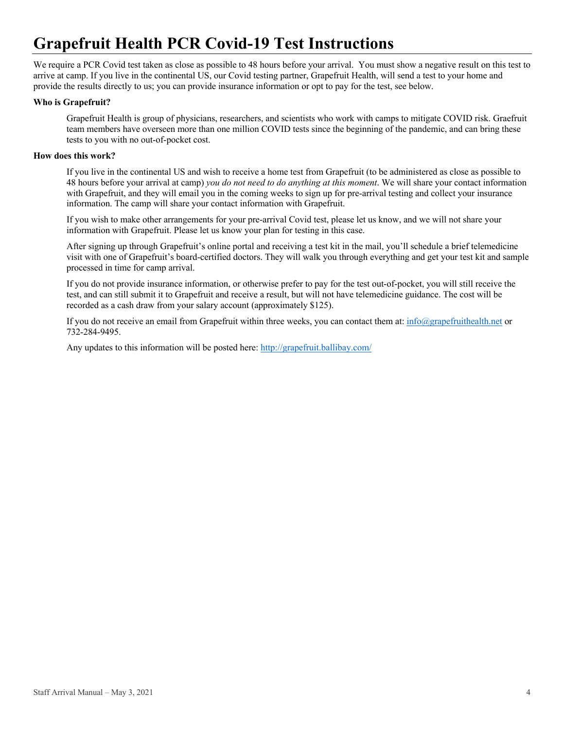# Grapefruit Health PCR Covid-19 Test Instructions

We require a PCR Covid test taken as close as possible to 48 hours before your arrival. You must show a negative result on this test to arrive at camp. If you live in the continental US, our Covid testing partner, Grapefruit Health, will send a test to your home and provide the results directly to us; you can provide insurance information or opt to pay for the test, see below.

**Who is Grapefruit?**

Grapefruit Health is group of physicians, researchers, and scientists who work with camps to mitigate COVID risk. Graefruit team members have overseen more than one million COVID tests since the beginning of the pandemic, and can bring these tests to you with no out-of-pocket cost.

**How does this work?**

If you live in the continental US and wish to receive a home test from Grapefruit (to be administered as close as possible to 48 hours before your arrival at camp) *you do not need to do anything at this moment*. We will share your contact information with Grapefruit, and they will email you in the coming weeks to sign up for pre-arrival testing and collect your insurance information. The camp will share your contact information with Grapefruit.

If you wish to make other arrangements for your pre-arrival Covid test, please let us know, and we will not share your information with Grapefruit. Please let us know your plan for testing in this case.

After signing up through Grapefruit's online portal and receiving a test kit in the mail, you'll schedule a brief telemedicine visit with one of Grapefruit's board-certified doctors. They will walk you through everything and get your test kit and sample processed in time for camp arrival.

If you do not provide insurance information, or otherwise prefer to pay for the test out-of-pocket, you will still receive the test, and can still submit it to Grapefruit and receive a result, but will not have telemedicine guidance. The cost will be recorded as a cash draw from your salary account (approximately $125).

If you do not receive an email from Grapefruit within three weeks, you can contact them at: info@grapefruithealth.net or 732-284-9495.

Any updates to this information will be posted here: http://grapefruit.ballibay.com/